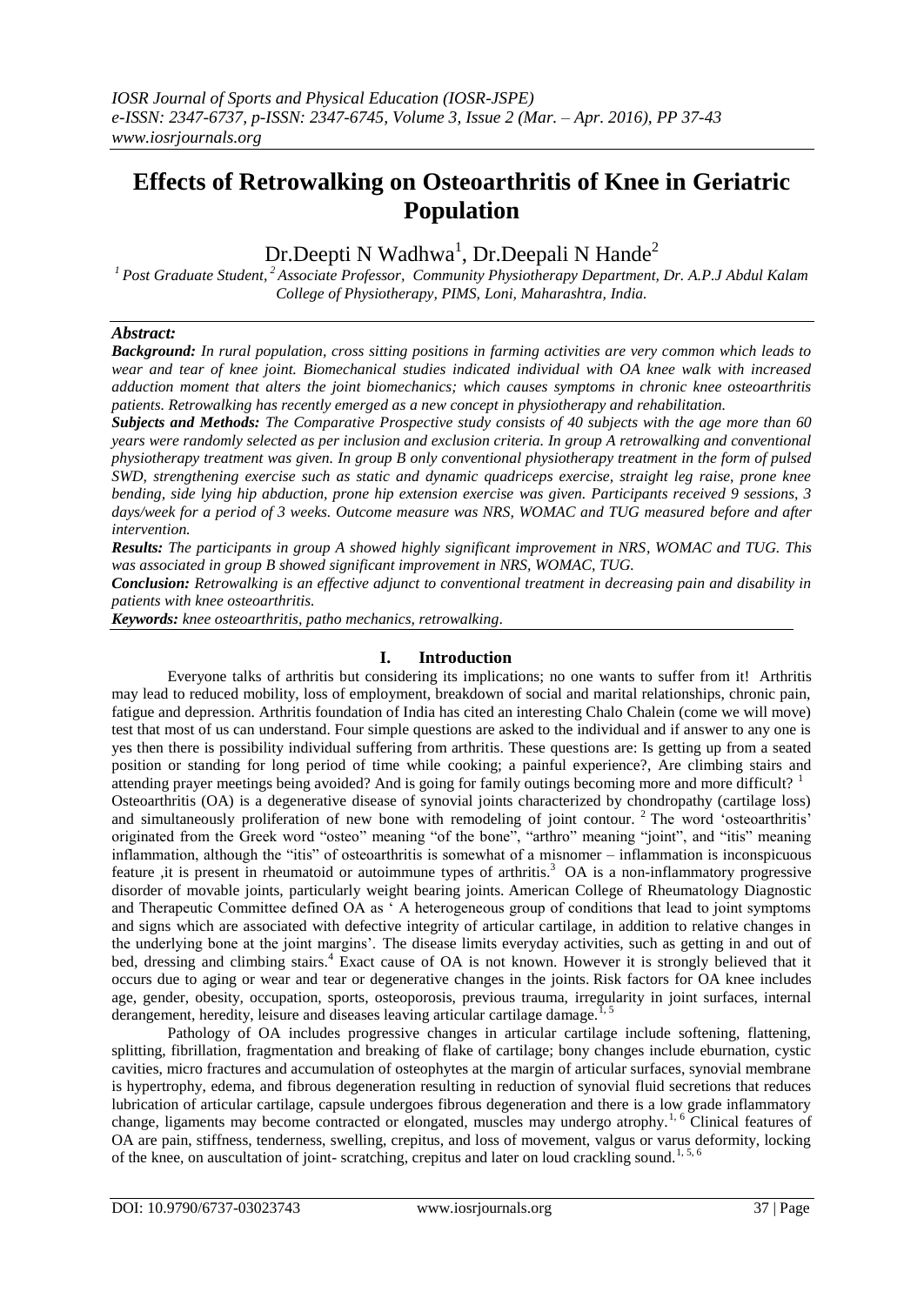*IOSR Journal of Sports and Physical Education (IOSR-JSPE)*
*e-ISSN: 2347-6737, p-ISSN: 2347-6745, Volume 3, Issue 2 (Mar. – Apr. 2016), PP 37-43*
*www.iosrjournals.org*

# Effects of Retrowalking on Osteoarthritis of Knee in Geriatric Population

Dr.Deepti N Wadhwa[1], Dr.Deepali N Hande[2]

[1] *Post Graduate Student,* [2] *Associate Professor, Community Physiotherapy Department, Dr. A.P.J Abdul Kalam College of Physiotherapy, PIMS, Loni, Maharashtra, India.*

***Abstract:***

***Background:*** *In rural population, cross sitting positions in farming activities are very common which leads to wear and tear of knee joint. Biomechanical studies indicated individual with OA knee walk with increased adduction moment that alters the joint biomechanics; which causes symptoms in chronic knee osteoarthritis patients. Retrowalking has recently emerged as a new concept in physiotherapy and rehabilitation.*

***Subjects and Methods:*** *The Comparative Prospective study consists of 40 subjects with the age more than 60 years were randomly selected as per inclusion and exclusion criteria. In group A retrowalking and conventional physiotherapy treatment was given. In group B only conventional physiotherapy treatment in the form of pulsed SWD, strengthening exercise such as static and dynamic quadriceps exercise, straight leg raise, prone knee bending, side lying hip abduction, prone hip extension exercise was given. Participants received 9 sessions, 3 days/week for a period of 3 weeks. Outcome measure was NRS, WOMAC and TUG measured before and after intervention.*

***Results:*** *The participants in group A showed highly significant improvement in NRS, WOMAC and TUG. This was associated in group B showed significant improvement in NRS, WOMAC, TUG.*

***Conclusion:*** *Retrowalking is an effective adjunct to conventional treatment in decreasing pain and disability in patients with knee osteoarthritis.*

***Keywords:*** *knee osteoarthritis, patho mechanics, retrowalking.*

## I. Introduction

Everyone talks of arthritis but considering its implications; no one wants to suffer from it! Arthritis may lead to reduced mobility, loss of employment, breakdown of social and marital relationships, chronic pain, fatigue and depression. Arthritis foundation of India has cited an interesting Chalo Chalein (come we will move) test that most of us can understand. Four simple questions are asked to the individual and if answer to any one is yes then there is possibility individual suffering from arthritis. These questions are: Is getting up from a seated position or standing for long period of time while cooking; a painful experience?, Are climbing stairs and attending prayer meetings being avoided? And is going for family outings becoming more and more difficult? [1]

Osteoarthritis (OA) is a degenerative disease of synovial joints characterized by chondropathy (cartilage loss) and simultaneously proliferation of new bone with remodeling of joint contour. [2] The word 'osteoarthritis' originated from the Greek word "osteo" meaning "of the bone", "arthro" meaning "joint", and "itis" meaning inflammation, although the "itis" of osteoarthritis is somewhat of a misnomer – inflammation is inconspicuous feature ,it is present in rheumatoid or autoimmune types of arthritis.[3] OA is a non-inflammatory progressive disorder of movable joints, particularly weight bearing joints. American College of Rheumatology Diagnostic and Therapeutic Committee defined OA as ' A heterogeneous group of conditions that lead to joint symptoms and signs which are associated with defective integrity of articular cartilage, in addition to relative changes in the underlying bone at the joint margins'. The disease limits everyday activities, such as getting in and out of bed, dressing and climbing stairs.[4] Exact cause of OA is not known. However it is strongly believed that it occurs due to aging or wear and tear or degenerative changes in the joints. Risk factors for OA knee includes age, gender, obesity, occupation, sports, osteoporosis, previous trauma, irregularity in joint surfaces, internal derangement, heredity, leisure and diseases leaving articular cartilage damage.[1, 5]

Pathology of OA includes progressive changes in articular cartilage include softening, flattening, splitting, fibrillation, fragmentation and breaking of flake of cartilage; bony changes include eburnation, cystic cavities, micro fractures and accumulation of osteophytes at the margin of articular surfaces, synovial membrane is hypertrophy, edema, and fibrous degeneration resulting in reduction of synovial fluid secretions that reduces lubrication of articular cartilage, capsule undergoes fibrous degeneration and there is a low grade inflammatory change, ligaments may become contracted or elongated, muscles may undergo atrophy.[1, 6] Clinical features of OA are pain, stiffness, tenderness, swelling, crepitus, and loss of movement, valgus or varus deformity, locking of the knee, on auscultation of joint- scratching, crepitus and later on loud crackling sound.[1, 5, 6]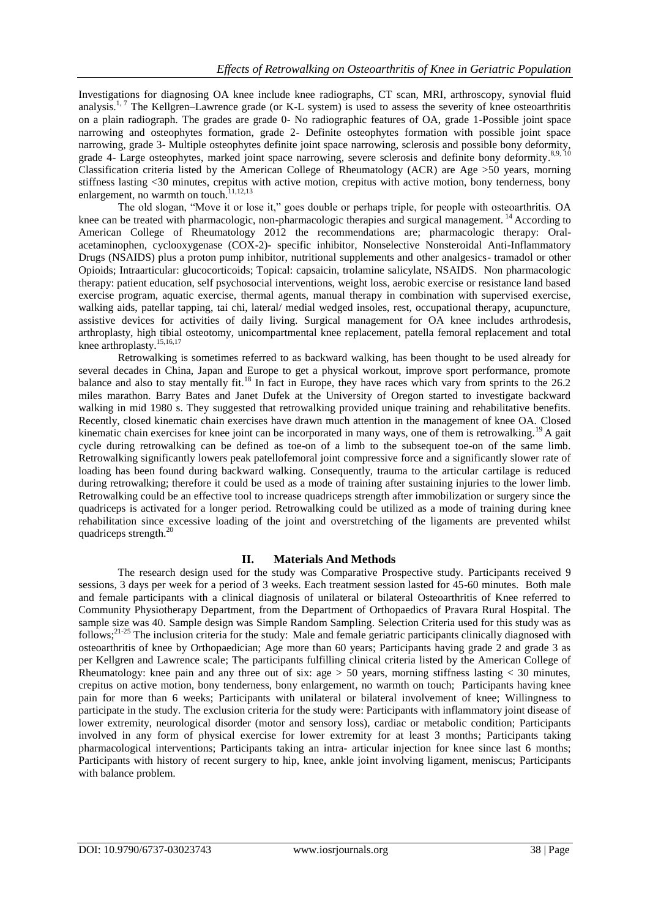Investigations for diagnosing OA knee include knee radiographs, CT scan, MRI, arthroscopy, synovial fluid analysis.[1, 7] The Kellgren–Lawrence grade (or K-L system) is used to assess the severity of knee osteoarthritis on a plain radiograph. The grades are grade 0- No radiographic features of OA, grade 1-Possible joint space narrowing and osteophytes formation, grade 2- Definite osteophytes formation with possible joint space narrowing, grade 3- Multiple osteophytes definite joint space narrowing, sclerosis and possible bony deformity, grade 4- Large osteophytes, marked joint space narrowing, severe sclerosis and definite bony deformity.[8,9, 10] Classification criteria listed by the American College of Rheumatology (ACR) are Age >50 years, morning stiffness lasting <30 minutes, crepitus with active motion, crepitus with active motion, bony tenderness, bony enlargement, no warmth on touch.[11,12,13]

The old slogan, "Move it or lose it," goes double or perhaps triple, for people with osteoarthritis. OA knee can be treated with pharmacologic, non-pharmacologic therapies and surgical management. [14] According to American College of Rheumatology 2012 the recommendations are; pharmacologic therapy: Oral-acetaminophen, cyclooxygenase (COX-2)- specific inhibitor, Nonselective Nonsteroidal Anti-Inflammatory Drugs (NSAIDS) plus a proton pump inhibitor, nutritional supplements and other analgesics- tramadol or other Opioids; Intraarticular: glucocorticoids; Topical: capsaicin, trolamine salicylate, NSAIDS. Non pharmacologic therapy: patient education, self psychosocial interventions, weight loss, aerobic exercise or resistance land based exercise program, aquatic exercise, thermal agents, manual therapy in combination with supervised exercise, walking aids, patellar tapping, tai chi, lateral/ medial wedged insoles, rest, occupational therapy, acupuncture, assistive devices for activities of daily living. Surgical management for OA knee includes arthrodesis, arthroplasty, high tibial osteotomy, unicompartmental knee replacement, patella femoral replacement and total knee arthroplasty.[15,16,17]

Retrowalking is sometimes referred to as backward walking, has been thought to be used already for several decades in China, Japan and Europe to get a physical workout, improve sport performance, promote balance and also to stay mentally fit.[18] In fact in Europe, they have races which vary from sprints to the 26.2 miles marathon. Barry Bates and Janet Dufek at the University of Oregon started to investigate backward walking in mid 1980 s. They suggested that retrowalking provided unique training and rehabilitative benefits. Recently, closed kinematic chain exercises have drawn much attention in the management of knee OA. Closed kinematic chain exercises for knee joint can be incorporated in many ways, one of them is retrowalking.[19] A gait cycle during retrowalking can be defined as toe-on of a limb to the subsequent toe-on of the same limb. Retrowalking significantly lowers peak patellofemoral joint compressive force and a significantly slower rate of loading has been found during backward walking. Consequently, trauma to the articular cartilage is reduced during retrowalking; therefore it could be used as a mode of training after sustaining injuries to the lower limb. Retrowalking could be an effective tool to increase quadriceps strength after immobilization or surgery since the quadriceps is activated for a longer period. Retrowalking could be utilized as a mode of training during knee rehabilitation since excessive loading of the joint and overstretching of the ligaments are prevented whilst quadriceps strength.[20]

## II. Materials And Methods

The research design used for the study was Comparative Prospective study. Participants received 9 sessions, 3 days per week for a period of 3 weeks. Each treatment session lasted for 45-60 minutes. Both male and female participants with a clinical diagnosis of unilateral or bilateral Osteoarthritis of Knee referred to Community Physiotherapy Department, from the Department of Orthopaedics of Pravara Rural Hospital. The sample size was 40. Sample design was Simple Random Sampling. Selection Criteria used for this study was as follows;[21-25] The inclusion criteria for the study: Male and female geriatric participants clinically diagnosed with osteoarthritis of knee by Orthopaedician; Age more than 60 years; Participants having grade 2 and grade 3 as per Kellgren and Lawrence scale; The participants fulfilling clinical criteria listed by the American College of Rheumatology: knee pain and any three out of six: age > 50 years, morning stiffness lasting < 30 minutes, crepitus on active motion, bony tenderness, bony enlargement, no warmth on touch; Participants having knee pain for more than 6 weeks; Participants with unilateral or bilateral involvement of knee; Willingness to participate in the study. The exclusion criteria for the study were: Participants with inflammatory joint disease of lower extremity, neurological disorder (motor and sensory loss), cardiac or metabolic condition; Participants involved in any form of physical exercise for lower extremity for at least 3 months; Participants taking pharmacological interventions; Participants taking an intra- articular injection for knee since last 6 months; Participants with history of recent surgery to hip, knee, ankle joint involving ligament, meniscus; Participants with balance problem.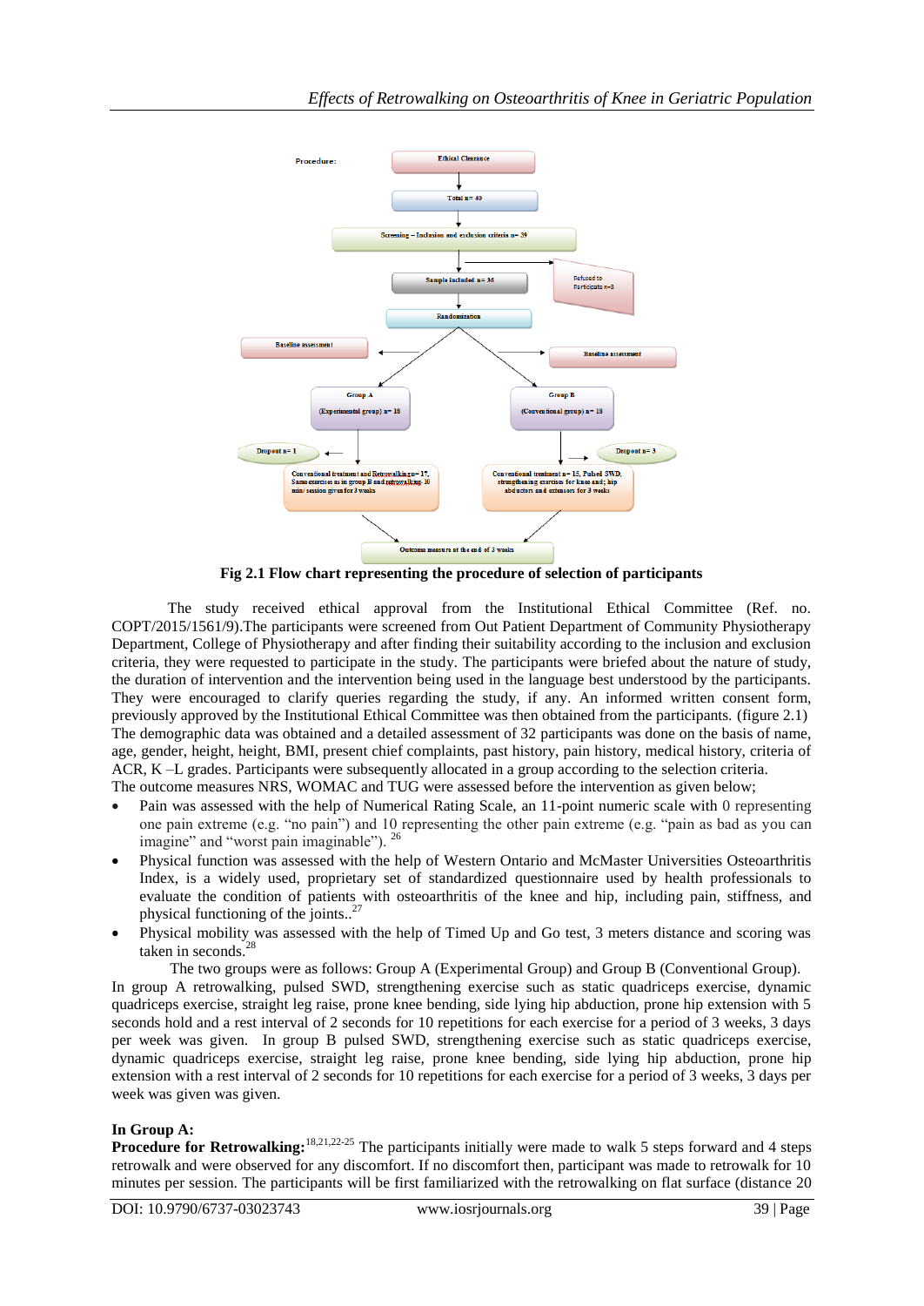**Procedure:**

Ethical Clearance

Total n= 40

Screening – Inclusion and exclusion criteria n= 39

Sample included n= 36

Refused to Participate n=3

Randomization

Baseline assessment

Baseline assessment

Group A (Experimental group) n= 18

Group B (Conventional group) n= 18

Dropout n= 1

Dropout n= 3

Conventional treatment and Retrowalking n= 17, Same exercises as in group B and retrowalking- 10 min/ session given for 3 weeks

Conventional treatment n= 15, Pulsed SWD, strengthening exercises for knee and; hip abductors and extensors for 3 weeks

Outcome measure at the end of 3 weeks

**Fig 2.1 Flow chart representing the procedure of selection of participants**

The study received ethical approval from the Institutional Ethical Committee (Ref. no. COPT/2015/1561/9).The participants were screened from Out Patient Department of Community Physiotherapy Department, College of Physiotherapy and after finding their suitability according to the inclusion and exclusion criteria, they were requested to participate in the study. The participants were briefed about the nature of study, the duration of intervention and the intervention being used in the language best understood by the participants. They were encouraged to clarify queries regarding the study, if any. An informed written consent form, previously approved by the Institutional Ethical Committee was then obtained from the participants. (figure 2.1) The demographic data was obtained and a detailed assessment of 32 participants was done on the basis of name, age, gender, height, height, BMI, present chief complaints, past history, pain history, medical history, criteria of ACR, K –L grades. Participants were subsequently allocated in a group according to the selection criteria.

The outcome measures NRS, WOMAC and TUG were assessed before the intervention as given below;

- Pain was assessed with the help of Numerical Rating Scale, an 11-point numeric scale with 0 representing one pain extreme (e.g. "no pain") and 10 representing the other pain extreme (e.g. "pain as bad as you can imagine" and "worst pain imaginable"). [26]
- Physical function was assessed with the help of Western Ontario and McMaster Universities Osteoarthritis Index, is a widely used, proprietary set of standardized questionnaire used by health professionals to evaluate the condition of patients with osteoarthritis of the knee and hip, including pain, stiffness, and physical functioning of the joints..[27]
- Physical mobility was assessed with the help of Timed Up and Go test, 3 meters distance and scoring was taken in seconds.[28]

The two groups were as follows: Group A (Experimental Group) and Group B (Conventional Group).

In group A retrowalking, pulsed SWD, strengthening exercise such as static quadriceps exercise, dynamic quadriceps exercise, straight leg raise, prone knee bending, side lying hip abduction, prone hip extension with 5 seconds hold and a rest interval of 2 seconds for 10 repetitions for each exercise for a period of 3 weeks, 3 days per week was given. In group B pulsed SWD, strengthening exercise such as static quadriceps exercise, dynamic quadriceps exercise, straight leg raise, prone knee bending, side lying hip abduction, prone hip extension with a rest interval of 2 seconds for 10 repetitions for each exercise for a period of 3 weeks, 3 days per week was given was given.

**In Group A:**

**Procedure for Retrowalking:**[18,21,22-25] The participants initially were made to walk 5 steps forward and 4 steps retrowalk and were observed for any discomfort. If no discomfort then, participant was made to retrowalk for 10 minutes per session. The participants will be first familiarized with the retrowalking on flat surface (distance 20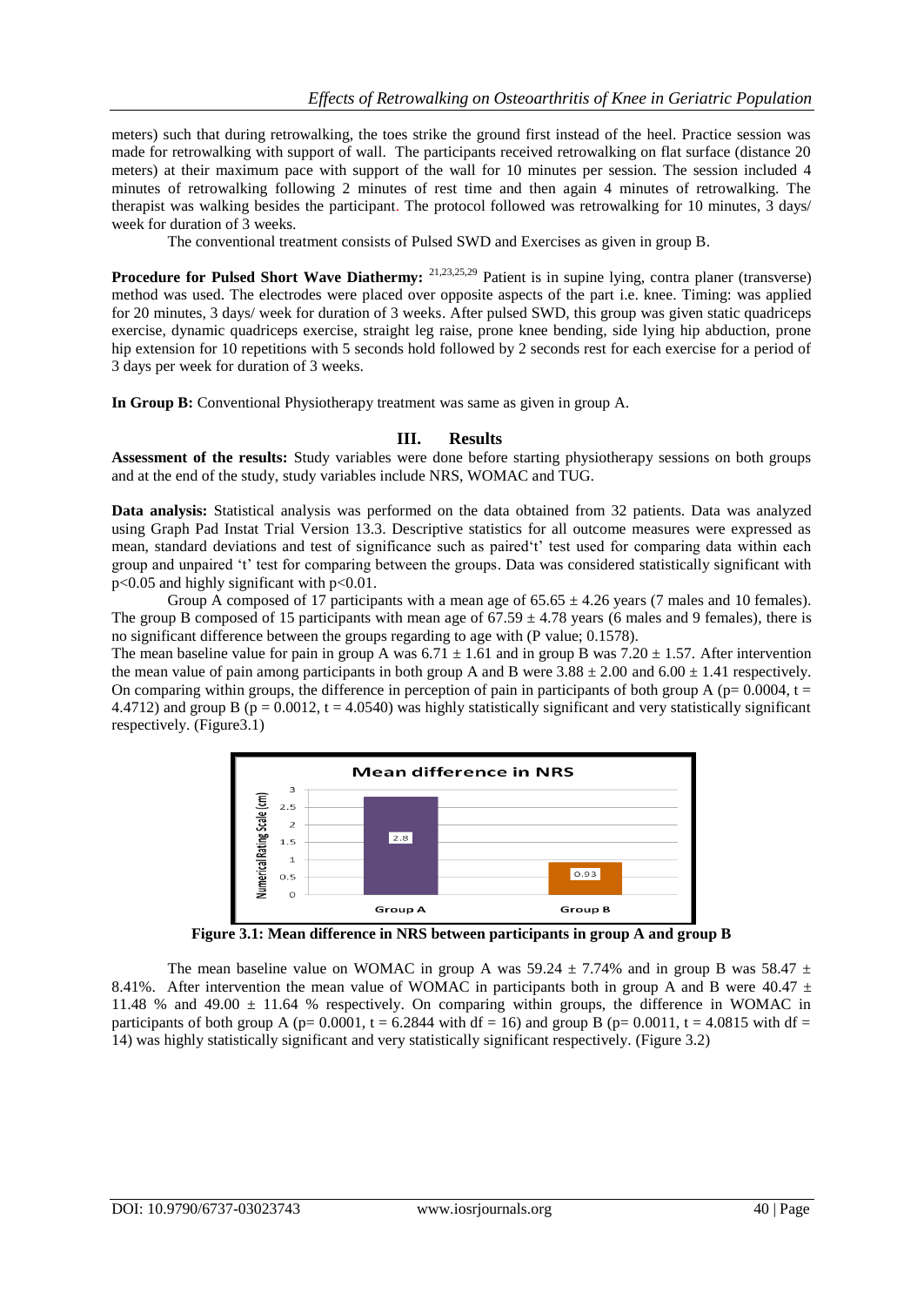meters) such that during retrowalking, the toes strike the ground first instead of the heel. Practice session was made for retrowalking with support of wall. The participants received retrowalking on flat surface (distance 20 meters) at their maximum pace with support of the wall for 10 minutes per session. The session included 4 minutes of retrowalking following 2 minutes of rest time and then again 4 minutes of retrowalking. The therapist was walking besides the participant. The protocol followed was retrowalking for 10 minutes, 3 days/ week for duration of 3 weeks.

The conventional treatment consists of Pulsed SWD and Exercises as given in group B.

**Procedure for Pulsed Short Wave Diathermy:** [21,23,25,29] Patient is in supine lying, contra planer (transverse) method was used. The electrodes were placed over opposite aspects of the part i.e. knee. Timing: was applied for 20 minutes, 3 days/ week for duration of 3 weeks. After pulsed SWD, this group was given static quadriceps exercise, dynamic quadriceps exercise, straight leg raise, prone knee bending, side lying hip abduction, prone hip extension for 10 repetitions with 5 seconds hold followed by 2 seconds rest for each exercise for a period of 3 days per week for duration of 3 weeks.

**In Group B:** Conventional Physiotherapy treatment was same as given in group A.

## III. Results

**Assessment of the results:** Study variables were done before starting physiotherapy sessions on both groups and at the end of the study, study variables include NRS, WOMAC and TUG.

**Data analysis:** Statistical analysis was performed on the data obtained from 32 patients. Data was analyzed using Graph Pad Instat Trial Version 13.3. Descriptive statistics for all outcome measures were expressed as mean, standard deviations and test of significance such as paired't' test used for comparing data within each group and unpaired 't' test for comparing between the groups. Data was considered statistically significant with $p<0.05$ and highly significant with $p<0.01$.

Group A composed of 17 participants with a mean age of $65.65 \pm 4.26$ years (7 males and 10 females). The group B composed of 15 participants with mean age of $67.59 \pm 4.78$ years (6 males and 9 females), there is no significant difference between the groups regarding to age with (P value; 0.1578).

The mean baseline value for pain in group A was $6.71 \pm 1.61$ and in group B was $7.20 \pm 1.57$. After intervention the mean value of pain among participants in both group A and B were $3.88 \pm 2.00$ and $6.00 \pm 1.41$ respectively. On comparing within groups, the difference in perception of pain in participants of both group A ($p= 0.0004$, $t = 4.4712$) and group B ($p = 0.0012$, $t = 4.0540$) was highly statistically significant and very statistically significant respectively. (Figure3.1)

**Figure 3.1: Mean difference in NRS between participants in group A and group B**

The mean baseline value on WOMAC in group A was $59.24 \pm 7.74\%$ and in group B was $58.47 \pm 8.41\%$. After intervention the mean value of WOMAC in participants both in group A and B were $40.47 \pm 11.48$ % and $49.00 \pm 11.64$ % respectively. On comparing within groups, the difference in WOMAC in participants of both group A ($p= 0.0001$, $t = 6.2844$ with $df = 16$) and group B ($p= 0.0011$, $t = 4.0815$ with $df = 14$) was highly statistically significant and very statistically significant respectively. (Figure 3.2)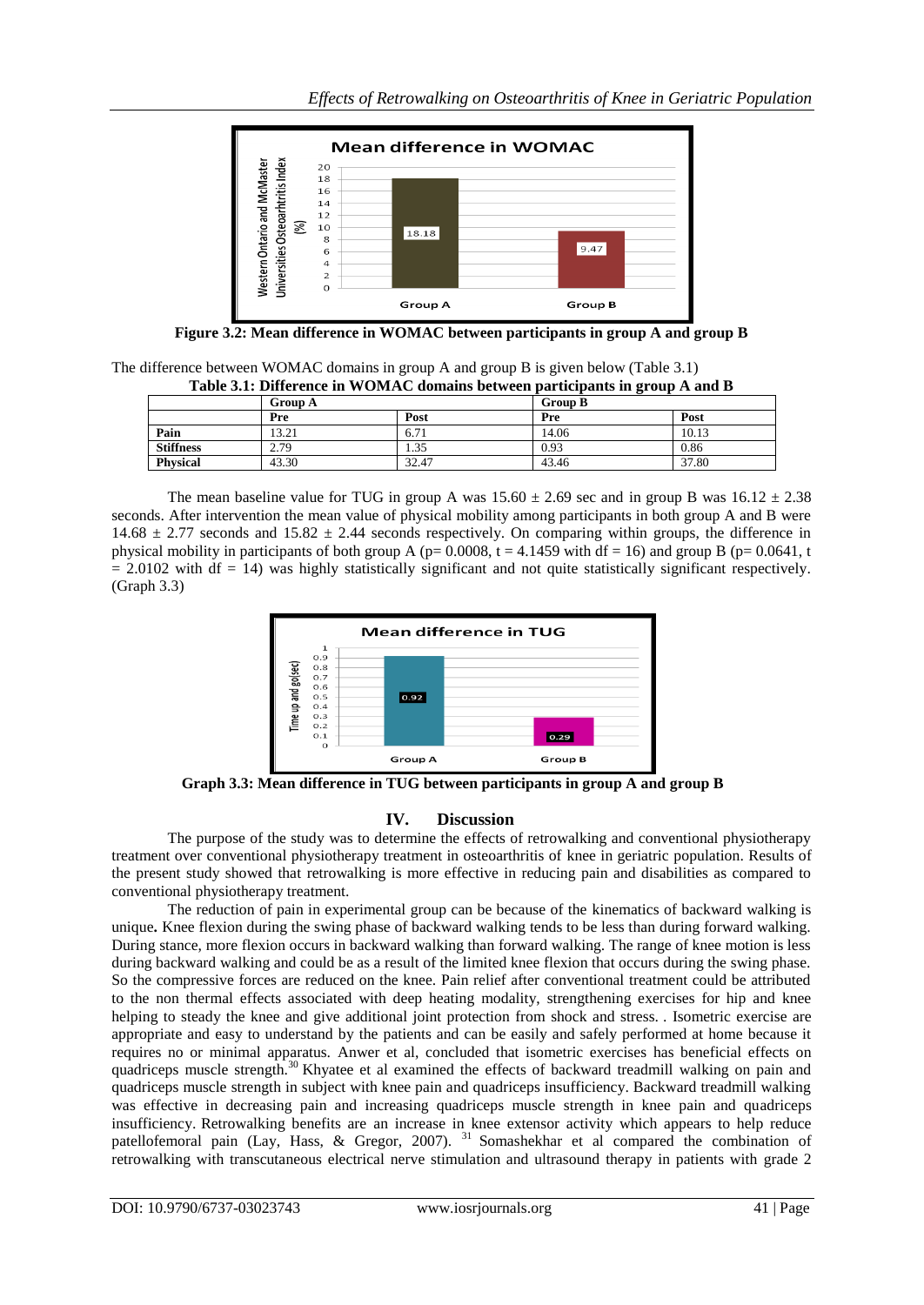Figure 3.2: **Mean difference in WOMAC between participants in group A and group B**

The difference between WOMAC domains in group A and group B is given below (Table 3.1)

**Table 3.1: Difference in WOMAC domains between participants in group A and B**

| | Group A | | Group B | |
|---|---|---|---|---|
| | Pre | Post | Pre | Post |
| Pain | 13.21 | 6.71 | 14.06 | 10.13 |
| Stiffness | 2.79 | 1.35 | 0.93 | 0.86 |
| Physical | 43.30 | 32.47 | 43.46 | 37.80 |

The mean baseline value for TUG in group A was 15.60 ± 2.69 sec and in group B was 16.12 ± 2.38 seconds. After intervention the mean value of physical mobility among participants in both group A and B were 14.68 ± 2.77 seconds and 15.82 ± 2.44 seconds respectively. On comparing within groups, the difference in physical mobility in participants of both group A ($p = 0.0008$, $t = 4.1459$ with $df = 16$) and group B ($p = 0.0641$, $t = 2.0102$ with $df = 14$) was highly statistically significant and not quite statistically significant respectively. (Graph 3.3)

**Graph 3.3: Mean difference in TUG between participants in group A and group B**

## IV. Discussion

The purpose of the study was to determine the effects of retrowalking and conventional physiotherapy treatment over conventional physiotherapy treatment in osteoarthritis of knee in geriatric population. Results of the present study showed that retrowalking is more effective in reducing pain and disabilities as compared to conventional physiotherapy treatment.

The reduction of pain in experimental group can be because of the kinematics of backward walking is unique**.** Knee flexion during the swing phase of backward walking tends to be less than during forward walking. During stance, more flexion occurs in backward walking than forward walking. The range of knee motion is less during backward walking and could be as a result of the limited knee flexion that occurs during the swing phase. So the compressive forces are reduced on the knee. Pain relief after conventional treatment could be attributed to the non thermal effects associated with deep heating modality, strengthening exercises for hip and knee helping to steady the knee and give additional joint protection from shock and stress. . Isometric exercise are appropriate and easy to understand by the patients and can be easily and safely performed at home because it requires no or minimal apparatus. Anwer et al, concluded that isometric exercises has beneficial effects on quadriceps muscle strength.[30] Khyatee et al examined the effects of backward treadmill walking on pain and quadriceps muscle strength in subject with knee pain and quadriceps insufficiency. Backward treadmill walking was effective in decreasing pain and increasing quadriceps muscle strength in knee pain and quadriceps insufficiency. Retrowalking benefits are an increase in knee extensor activity which appears to help reduce patellofemoral pain (Lay, Hass, & Gregor, 2007). [31] Somashekhar et al compared the combination of retrowalking with transcutaneous electrical nerve stimulation and ultrasound therapy in patients with grade 2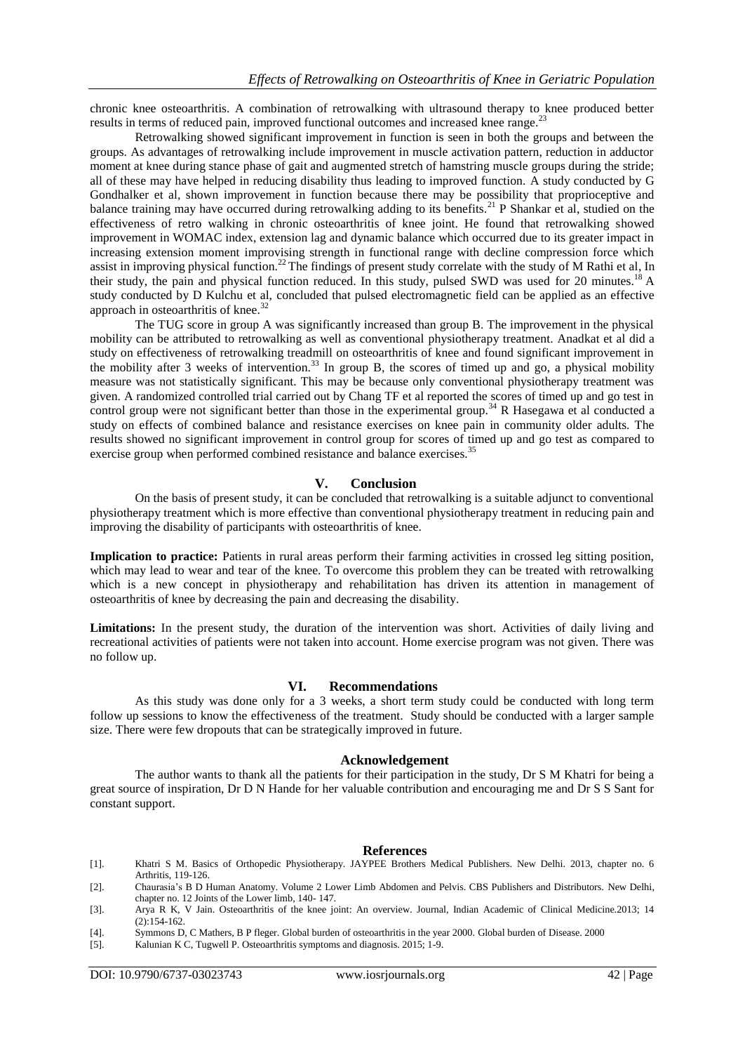chronic knee osteoarthritis. A combination of retrowalking with ultrasound therapy to knee produced better results in terms of reduced pain, improved functional outcomes and increased knee range.[23]

Retrowalking showed significant improvement in function is seen in both the groups and between the groups. As advantages of retrowalking include improvement in muscle activation pattern, reduction in adductor moment at knee during stance phase of gait and augmented stretch of hamstring muscle groups during the stride; all of these may have helped in reducing disability thus leading to improved function. A study conducted by G Gondhalker et al, shown improvement in function because there may be possibility that proprioceptive and balance training may have occurred during retrowalking adding to its benefits.[21] P Shankar et al, studied on the effectiveness of retro walking in chronic osteoarthritis of knee joint. He found that retrowalking showed improvement in WOMAC index, extension lag and dynamic balance which occurred due to its greater impact in increasing extension moment improvising strength in functional range with decline compression force which assist in improving physical function.[22] The findings of present study correlate with the study of M Rathi et al, In their study, the pain and physical function reduced. In this study, pulsed SWD was used for 20 minutes.[18] A study conducted by D Kulchu et al, concluded that pulsed electromagnetic field can be applied as an effective approach in osteoarthritis of knee.[32]

The TUG score in group A was significantly increased than group B. The improvement in the physical mobility can be attributed to retrowalking as well as conventional physiotherapy treatment. Anadkat et al did a study on effectiveness of retrowalking treadmill on osteoarthritis of knee and found significant improvement in the mobility after 3 weeks of intervention.[33] In group B, the scores of timed up and go, a physical mobility measure was not statistically significant. This may be because only conventional physiotherapy treatment was given. A randomized controlled trial carried out by Chang TF et al reported the scores of timed up and go test in control group were not significant better than those in the experimental group.[34] R Hasegawa et al conducted a study on effects of combined balance and resistance exercises on knee pain in community older adults. The results showed no significant improvement in control group for scores of timed up and go test as compared to exercise group when performed combined resistance and balance exercises.[35]

## V. Conclusion

On the basis of present study, it can be concluded that retrowalking is a suitable adjunct to conventional physiotherapy treatment which is more effective than conventional physiotherapy treatment in reducing pain and improving the disability of participants with osteoarthritis of knee.

**Implication to practice:** Patients in rural areas perform their farming activities in crossed leg sitting position, which may lead to wear and tear of the knee. To overcome this problem they can be treated with retrowalking which is a new concept in physiotherapy and rehabilitation has driven its attention in management of osteoarthritis of knee by decreasing the pain and decreasing the disability.

**Limitations:** In the present study, the duration of the intervention was short. Activities of daily living and recreational activities of patients were not taken into account. Home exercise program was not given. There was no follow up.

## VI. Recommendations

As this study was done only for a 3 weeks, a short term study could be conducted with long term follow up sessions to know the effectiveness of the treatment. Study should be conducted with a larger sample size. There were few dropouts that can be strategically improved in future.

## Acknowledgement

The author wants to thank all the patients for their participation in the study, Dr S M Khatri for being a great source of inspiration, Dr D N Hande for her valuable contribution and encouraging me and Dr S S Sant for constant support.

## References

[1]. Khatri S M. Basics of Orthopedic Physiotherapy. JAYPEE Brothers Medical Publishers. New Delhi. 2013, chapter no. 6 Arthritis, 119-126.

[2]. Chaurasia's B D Human Anatomy. Volume 2 Lower Limb Abdomen and Pelvis. CBS Publishers and Distributors. New Delhi, chapter no. 12 Joints of the Lower limb, 140- 147.

[3]. Arya R K, V Jain. Osteoarthritis of the knee joint: An overview. Journal, Indian Academic of Clinical Medicine.2013; 14 (2):154-162.

[4]. Symmons D, C Mathers, B P fleger. Global burden of osteoarthritis in the year 2000. Global burden of Disease. 2000

[5]. Kalunian K C, Tugwell P. Osteoarthritis symptoms and diagnosis. 2015; 1-9.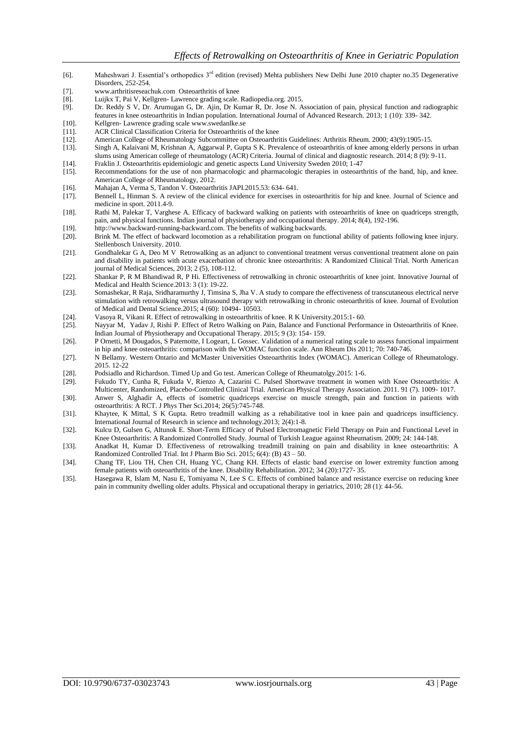[6]. Maheshwari J. Essential's orthopedics 3rd edition (revised) Mehta publishers New Delhi June 2010 chapter no.35 Degenerative Disorders, 252-254.

[7]. www.arthritisreseachuk.com Osteoarthritis of knee

[8]. Luijkx T, Pai V, Kellgren- Lawrence grading scale. Radiopedia.org. 2015.

[9]. Dr. Reddy S V, Dr. Arumugan G, Dr. Ajin, Dr Kumar R, Dr. Jose N. Association of pain, physical function and radiographic features in knee osteoarthritis in Indian population. International Journal of Advanced Research. 2013; 1 (10): 339- 342.

[10]. Kellgren- Lawrence grading scale www.swedanlke.se

[11]. ACR Clinical Classification Criteria for Osteoarthritis of the knee

[12]. American College of Rheumatology Subcommittee on Osteoarthritis Guidelines: Arthritis Rheum. 2000; 43(9):1905-15.

[13]. Singh A, Kalaivani M, Krishnan A, Aggarwal P, Gupta S K. Prevalence of osteoarthritis of knee among elderly persons in urban slums using American college of rheumatology (ACR) Criteria. Journal of clinical and diagnostic research. 2014; 8 (9): 9-11.

[14]. Fraklin J. Osteoarthritis epidemiologic and genetic aspects Lund University Sweden 2010; 1-47

[15]. Recommendations for the use of non pharmacologic and pharmacologic therapies in osteoarthritis of the hand, hip, and knee. American College of Rheumatology, 2012.

[16]. Mahajan A, Verma S, Tandon V. Osteoarthritis JAPI.2015.53: 634- 641.

[17]. Bennell L, Hinman S. A review of the clinical evidence for exercises in osteoarthritis for hip and knee. Journal of Science and medicine in sport. 2011.4-9.

[18]. Rathi M, Palekar T, Varghese A. Efficacy of backward walking on patients with osteoarthritis of knee on quadriceps strength, pain, and physical functions. Indian journal of physiotherapy and occupational therapy. 2014; 8(4), 192-196.

[19]. http://www.backward-running-backward.com. The benefits of walking backwards.

[20]. Brink M. The effect of backward locomotion as a rehabilitation program on functional ability of patients following knee injury. Stellenbosch University. 2010.

[21]. Gondhalekar G A, Deo M V Retrowalking as an adjunct to conventional treatment versus conventional treatment alone on pain and disability in patients with acute exacerbation of chronic knee osteoarthritis: A Randomized Clinical Trial. North American journal of Medical Sciences, 2013; 2 (5), 108-112.

[22]. Shankar P, R M Bhandiwad R, P Hi. Effectiveness of retrowalking in chronic osteoarthritis of knee joint. Innovative Journal of Medical and Health Science.2013: 3 (1): 19-22.

[23]. Somashekar, R Raja, Sridharamurthy J, Timsina S, Jha V. A study to compare the effectiveness of transcutaneous electrical nerve stimulation with retrowalking versus ultrasound therapy with retrowalking in chronic osteoarthritis of knee. Journal of Evolution of Medical and Dental Science.2015; 4 (60): 10494- 10503.

[24]. Vasoya R, Vikani R. Effect of retrowalking in osteoarthritis of knee. R K University.2015:1- 60.

[25]. Nayyar M, Yadav J, Rishi P. Effect of Retro Walking on Pain, Balance and Functional Performance in Osteoarthritis of Knee. Indian Journal of Physiotherapy and Occupational Therapy. 2015; 9 (3): 154- 159.

[26]. P Ornetti, M Dougados, S Paternotte, I Logeart, L Gossec. Validation of a numerical rating scale to assess functional impairment in hip and knee osteoarthritis: comparison with the WOMAC function scale. Ann Rheum Dis 2011; 70: 740-746.

[27]. N Bellamy. Western Ontario and McMaster Universities Osteoarthritis Index (WOMAC). American College of Rheumatology. 2015. 12-22

[28]. Podsiadlo and Richardson. Timed Up and Go test. American College of Rheumatolgy.2015: 1-6.

[29]. Fukudo TY, Cunha R, Fukuda V, Rienzo A, Cazarini C. Pulsed Shortwave treatment in women with Knee Osteoarthritis: A Multicenter, Randomized, Placebo-Controlled Clinical Trial. American Physical Therapy Association. 2011. 91 (7). 1009- 1017.

[30]. Anwer S, Alghadir A, effects of isometric quadriceps exercise on muscle strength, pain and function in patients with osteoarthritis: A RCT. J Phys Ther Sci.2014; 26(5):745-748.

[31]. Khaytee, K Mittal, S K Gupta. Retro treadmill walking as a rehabilitative tool in knee pain and quadriceps insufficiency. International Journal of Research in science and technology.2013; 2(4):1-8.

[32]. Kulcu D, Gulsen G, Altunok E. Short-Term Efficacy of Pulsed Electromagnetic Field Therapy on Pain and Functional Level in Knee Osteoarthritis: A Randomized Controlled Study. Journal of Turkish League against Rheumatism. 2009; 24: 144-148.

[33]. Anadkat H, Kumar D. Effectiveness of retrowalking treadmill training on pain and disability in knee osteoarthritis: A Randomized Controlled Trial. Int J Pharm Bio Sci. 2015; 6(4): (B) 43 – 50.

[34]. Chang TF, Liou TH, Chen CH, Huang YC, Chang KH. Effects of elastic band exercise on lower extremity function among female patients with osteoarthritis of the knee. Disability Rehabilitation. 2012; 34 (20):1727- 35.

[35]. Hasegawa R, Islam M, Nasu E, Tomiyama N, Lee S C. Effects of combined balance and resistance exercise on reducing knee pain in community dwelling older adults. Physical and occupational therapy in geriatrics, 2010; 28 (1): 44-56.